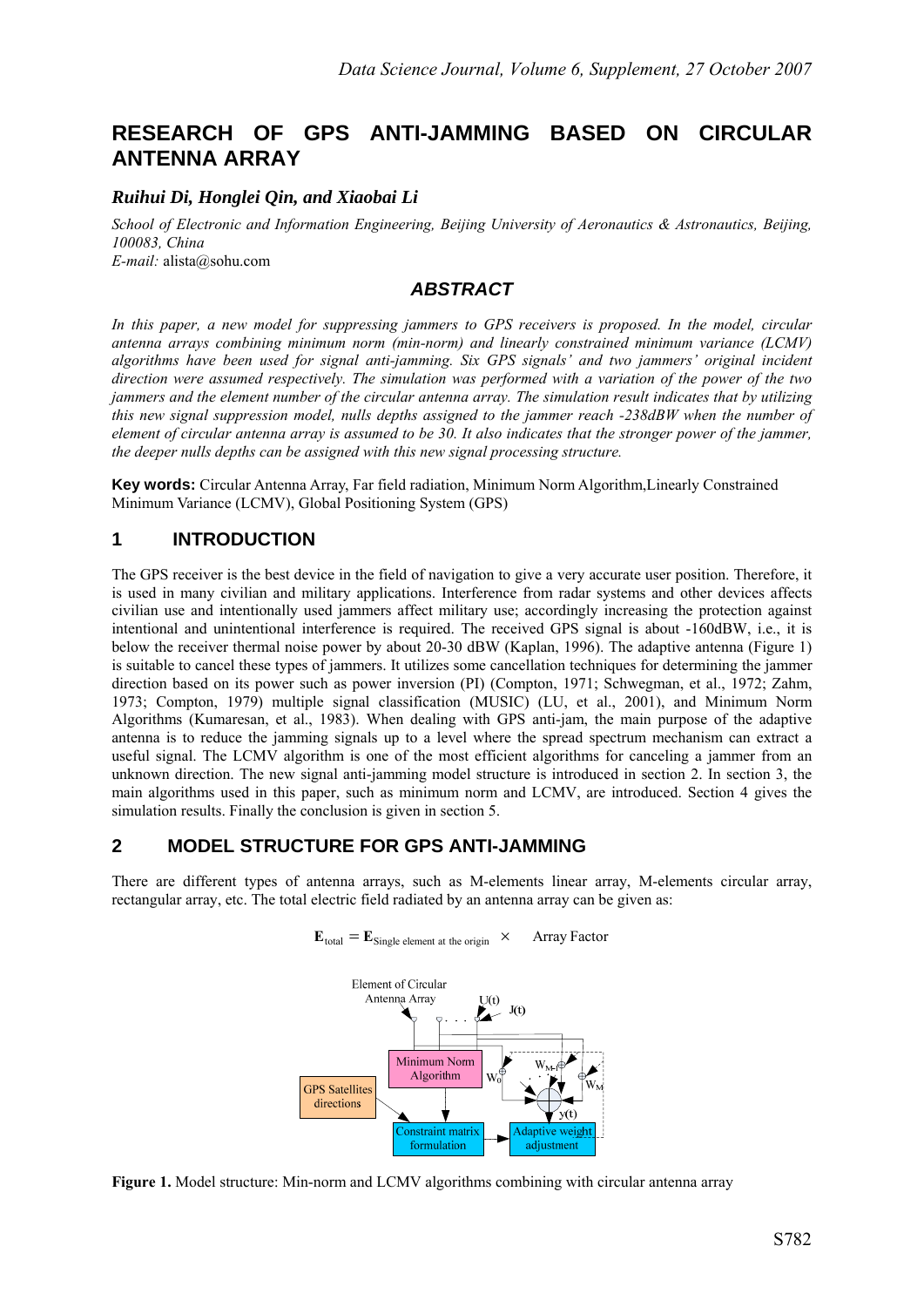# RESEARCH OF GPS ANTI-JAMMING BASED ON CIRCULAR ANTENNA ARRAY

***Ruihui Di, Honglei Qin, and Xiaobai Li***

*School of Electronic and Information Engineering, Beijing University of Aeronautics & Astronautics, Beijing, 100083, China*
*E-mail:* alista@sohu.com

## *ABSTRACT*

*In this paper, a new model for suppressing jammers to GPS receivers is proposed. In the model, circular antenna arrays combining minimum norm (min-norm) and linearly constrained minimum variance (LCMV) algorithms have been used for signal anti-jamming. Six GPS signals' and two jammers' original incident direction were assumed respectively. The simulation was performed with a variation of the power of the two jammers and the element number of the circular antenna array. The simulation result indicates that by utilizing this new signal suppression model, nulls depths assigned to the jammer reach -238dBW when the number of element of circular antenna array is assumed to be 30. It also indicates that the stronger power of the jammer, the deeper nulls depths can be assigned with this new signal processing structure.*

**Key words:** Circular Antenna Array, Far field radiation, Minimum Norm Algorithm,Linearly Constrained Minimum Variance (LCMV), Global Positioning System (GPS)

## 1 INTRODUCTION

The GPS receiver is the best device in the field of navigation to give a very accurate user position. Therefore, it is used in many civilian and military applications. Interference from radar systems and other devices affects civilian use and intentionally used jammers affect military use; accordingly increasing the protection against intentional and unintentional interference is required. The received GPS signal is about -160dBW, i.e., it is below the receiver thermal noise power by about 20-30 dBW (Kaplan, 1996). The adaptive antenna (Figure 1) is suitable to cancel these types of jammers. It utilizes some cancellation techniques for determining the jammer direction based on its power such as power inversion (PI) (Compton, 1971; Schwegman, et al., 1972; Zahm, 1973; Compton, 1979) multiple signal classification (MUSIC) (LU, et al., 2001), and Minimum Norm Algorithms (Kumaresan, et al., 1983). When dealing with GPS anti-jam, the main purpose of the adaptive antenna is to reduce the jamming signals up to a level where the spread spectrum mechanism can extract a useful signal. The LCMV algorithm is one of the most efficient algorithms for canceling a jammer from an unknown direction. The new signal anti-jamming model structure is introduced in section 2. In section 3, the main algorithms used in this paper, such as minimum norm and LCMV, are introduced. Section 4 gives the simulation results. Finally the conclusion is given in section 5.

## 2 MODEL STRUCTURE FOR GPS ANTI-JAMMING

There are different types of antenna arrays, such as M-elements linear array, M-elements circular array, rectangular array, etc. The total electric field radiated by an antenna array can be given as:

$$\mathbf{E}_{\text{total}} = \mathbf{E}_{\text{Single element at the origin}} \times \quad \text{Array Factor}$$

**Figure 1.** Model structure: Min-norm and LCMV algorithms combining with circular antenna array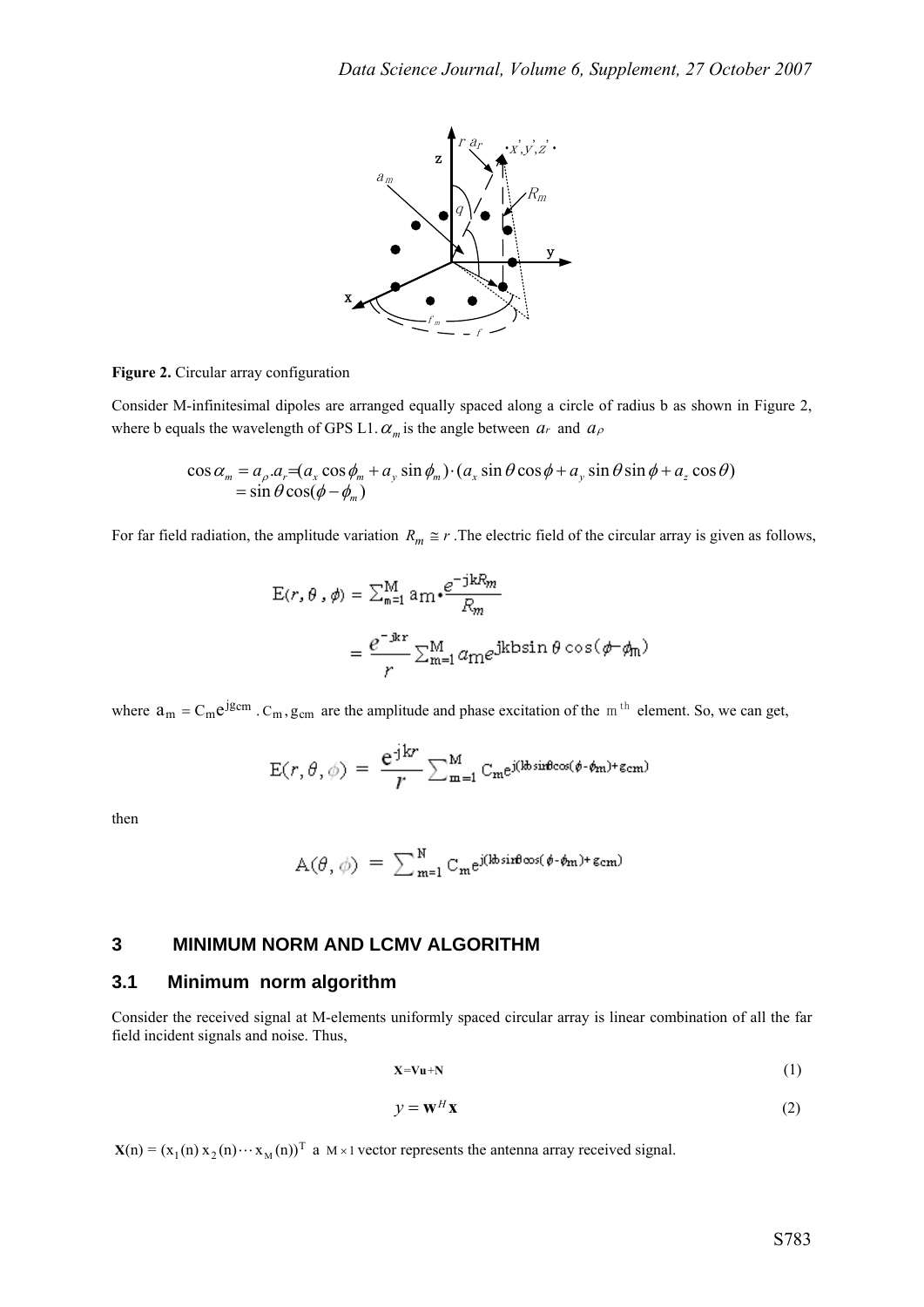**Figure 2.** Circular array configuration

Consider M-infinitesimal dipoles are arranged equally spaced along a circle of radius b as shown in Figure 2, where b equals the wavelength of GPS L1. $\alpha_m$ is the angle between $a_r$ and $a_\rho$

$$\cos\alpha_m = a_\rho . a_r = (a_x \cos\phi_m + a_y \sin\phi_m)\cdot(a_x \sin\theta\cos\phi + a_y \sin\theta\sin\phi + a_z \cos\theta)$$
$$= \sin\theta\cos(\phi - \phi_m)$$

For far field radiation, the amplitude variation $R_m \cong r$. The electric field of the circular array is given as follows,

$$E(r,\theta,\phi) = \sum_{m=1}^{M} a_m \cdot \frac{e^{-jkR_m}}{R_m}$$
$$= \frac{e^{-jkr}}{r}\sum_{m=1}^{M} a_m e^{jkb\sin\theta\cos(\phi-\phi_m)}$$

where $a_m = C_m e^{jg_{cm}}$. $C_m, g_{cm}$ are the amplitude and phase excitation of the $m^{th}$ element. So, we can get,

$$E(r,\theta,\phi) = \frac{e^{-jkr}}{r}\sum_{m=1}^{M} C_m e^{j(kb\sin\theta\cos(\phi-\phi_m)+g_{cm})}$$

then

$$A(\theta,\phi) = \sum_{m=1}^{N} C_m e^{j(kb\sin\theta\cos(\phi-\phi_m)+g_{cm})}$$

## 3 MINIMUM NORM AND LCMV ALGORITHM

### 3.1 Minimum norm algorithm

Consider the received signal at M-elements uniformly spaced circular array is linear combination of all the far field incident signals and noise. Thus,

$$\mathbf{X} = \mathbf{Vu} + \mathbf{N} \tag{1}$$

$$y = \mathbf{W}^H \mathbf{X} \tag{2}$$

$\mathbf{X}(n) = (x_1(n)\, x_2(n) \cdots x_M(n))^T$ a $M \times 1$ vector represents the antenna array received signal.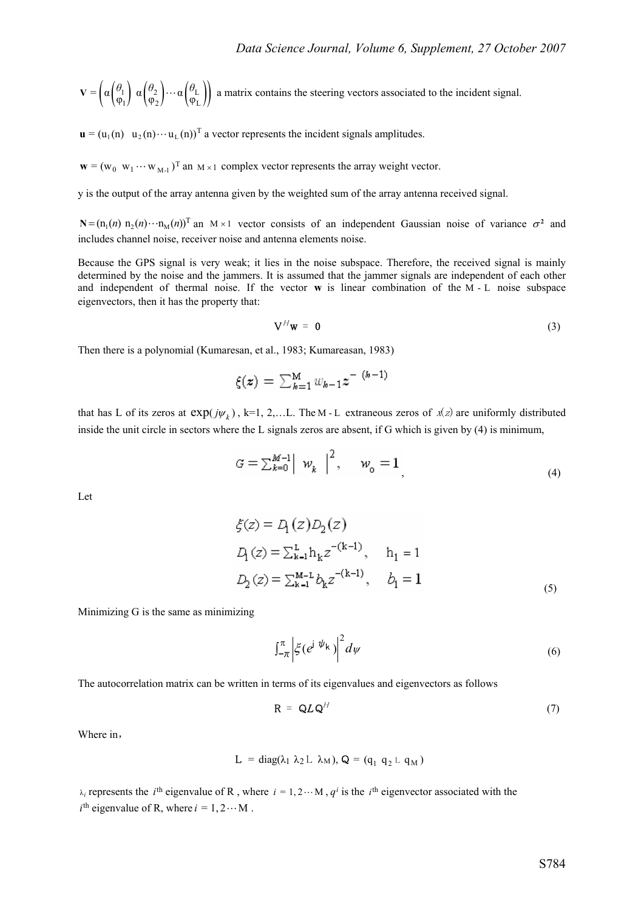$\mathbf{V} = \left( \alpha\begin{pmatrix}\theta_1\\ \varphi_1\end{pmatrix} \ \alpha\begin{pmatrix}\theta_2\\ \varphi_2\end{pmatrix} \cdots \alpha\begin{pmatrix}\theta_L\\ \varphi_L\end{pmatrix} \right)$ a matrix contains the steering vectors associated to the incident signal.

$\mathbf{u} = (u_1(n) \ \ u_2(n) \cdots u_L(n))^T$ a vector represents the incident signals amplitudes.

$\mathbf{w} = (w_0 \ \ w_1 \cdots w_{M-1})^T$ an $M \times 1$ complex vector represents the array weight vector.

y is the output of the array antenna given by the weighted sum of the array antenna received signal.

$\mathbf{N} = (n_1(n) \ n_2(n) \cdots n_M(n))^T$ an $M \times 1$ vector consists of an independent Gaussian noise of variance $\sigma^2$ and includes channel noise, receiver noise and antenna elements noise.

Because the GPS signal is very weak; it lies in the noise subspace. Therefore, the received signal is mainly determined by the noise and the jammers. It is assumed that the jammer signals are independent of each other and independent of thermal noise. If the vector $\mathbf{w}$ is linear combination of the $M - L$ noise subspace eigenvectors, then it has the property that:

$$V^H \mathbf{w} = 0 \tag{3}$$

Then there is a polynomial (Kumaresan, et al., 1983; Kumareasan, 1983)

$$\xi(z) = \sum_{k=1}^{M} w_{k-1} z^{-(k-1)}$$

that has L of its zeros at $\exp(j\psi_k)$, k=1, 2,…L. The $M - L$ extraneous zeros of $x(z)$ are uniformly distributed inside the unit circle in sectors where the L signals zeros are absent, if G which is given by (4) is minimum,

$$G = \sum_{k=0}^{M-1} | \ w_k \ |^2, \quad w_0 = 1 \tag{4}$$

Let

$$\begin{aligned} \xi(z) &= D_1(z) D_2(z) \\ D_1(z) &= \sum_{k=1}^{L} h_k z^{-(k-1)}, \quad h_1 = 1 \\ D_2(z) &= \sum_{k=1}^{M-L} b_k z^{-(k-1)}, \quad b_1 = 1 \end{aligned} \tag{5}$$

Minimizing G is the same as minimizing

$$\int_{-\pi}^{\pi} \left| \xi(e^{j\psi_k}) \right|^2 d\psi \tag{6}$$

The autocorrelation matrix can be written in terms of its eigenvalues and eigenvectors as follows

$$R = QLQ^H \tag{7}$$

Where in,

$$L = \mathrm{diag}(\lambda_1 \ \lambda_2 \cdots \lambda_M), \ Q = (q_1 \ q_2 \cdots q_M)$$

$\lambda_i$ represents the $i^{th}$ eigenvalue of R , where $i = 1, 2 \cdots M$ , $q^i$ is the $i^{th}$ eigenvector associated with the $i^{th}$ eigenvalue of R, where $i = 1, 2 \cdots M$ .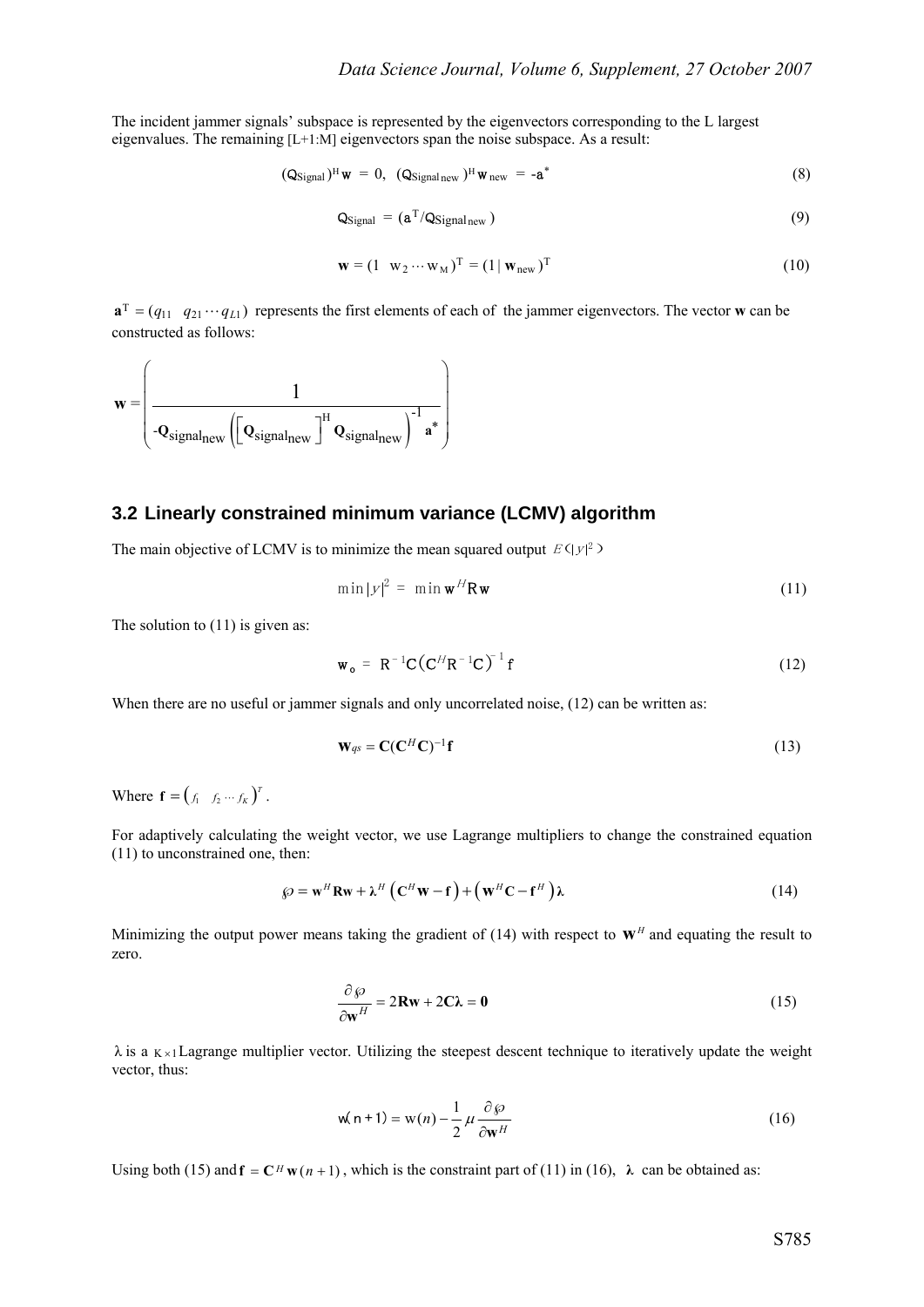The incident jammer signals' subspace is represented by the eigenvectors corresponding to the L largest eigenvalues. The remaining [L+1:M] eigenvectors span the noise subspace. As a result:

$$(\mathrm{Q}_{\mathrm{Signal}})^{\mathrm{H}}\mathbf{w} = 0, \;\; (\mathrm{Q}_{\mathrm{Signal\,new}})^{\mathrm{H}}\mathbf{w}_{\mathrm{new}} = -\mathbf{a}^{*} \tag{8}$$

$$\mathrm{Q}_{\mathrm{Signal}} = (\mathbf{a}^{\mathrm{T}}/\mathrm{Q}_{\mathrm{Signal\,new}}) \tag{9}$$

$$\mathbf{w} = (1 \;\; \mathrm{w}_2 \cdots \mathrm{w}_{\mathrm{M}})^{\mathrm{T}} = (1 \,|\, \mathbf{w}_{\mathrm{new}})^{\mathrm{T}} \tag{10}$$

$\mathbf{a}^{\mathrm{T}} = (q_{11} \;\; q_{21} \cdots q_{L1})$ represents the first elements of each of the jammer eigenvectors. The vector **w** can be constructed as follows:

$$\mathbf{w} = \left( \frac{1}{-\mathbf{Q}_{\mathrm{signal_{new}}}\left(\left[\mathbf{Q}_{\mathrm{signal_{new}}}\right]^{\mathrm{H}}\mathbf{Q}_{\mathrm{signal_{new}}}\right)^{-1}\mathbf{a}^{*}} \right)$$

## 3.2 Linearly constrained minimum variance (LCMV) algorithm

The main objective of LCMV is to minimize the mean squared output $E(|y|^2)$

$$\min|y|^2 = \min \mathbf{w}^H \mathrm{R}\mathbf{w} \tag{11}$$

The solution to (11) is given as:

$$\mathbf{w}_{\mathbf{o}} = \mathrm{R}^{-1}\mathrm{C}\left(\mathrm{C}^{H}\mathrm{R}^{-1}\mathrm{C}\right)^{-1}\mathrm{f} \tag{12}$$

When there are no useful or jammer signals and only uncorrelated noise, (12) can be written as:

$$\mathbf{W}_{qs} = \mathbf{C}(\mathbf{C}^{H}\mathbf{C})^{-1}\mathbf{f} \tag{13}$$

Where $\mathbf{f} = \left(f_1 \;\; f_2 \cdots f_K\right)^T$.

For adaptively calculating the weight vector, we use Lagrange multipliers to change the constrained equation (11) to unconstrained one, then:

$$\wp = \mathbf{w}^{H}\mathbf{R}\mathbf{w} + \boldsymbol{\lambda}^{H}\left(\mathbf{C}^{H}\mathbf{w} - \mathbf{f}\right) + \left(\mathbf{w}^{H}\mathbf{C} - \mathbf{f}^{H}\right)\boldsymbol{\lambda} \tag{14}$$

Minimizing the output power means taking the gradient of (14) with respect to $\mathbf{W}^H$ and equating the result to zero.

$$\frac{\partial \wp}{\partial \mathbf{w}^{H}} = 2\mathbf{R}\mathbf{w} + 2\mathbf{C}\boldsymbol{\lambda} = \mathbf{0} \tag{15}$$

$\lambda$ is a $K \times 1$ Lagrange multiplier vector. Utilizing the steepest descent technique to iteratively update the weight vector, thus:

$$\mathrm{w}(n+1) = \mathrm{w}(n) - \frac{1}{2}\mu \frac{\partial \wp}{\partial \mathbf{w}^{H}} \tag{16}$$

Using both (15) and $\mathbf{f} = \mathbf{C}^{H}\mathbf{w}(n+1)$, which is the constraint part of (11) in (16), $\boldsymbol{\lambda}$ can be obtained as: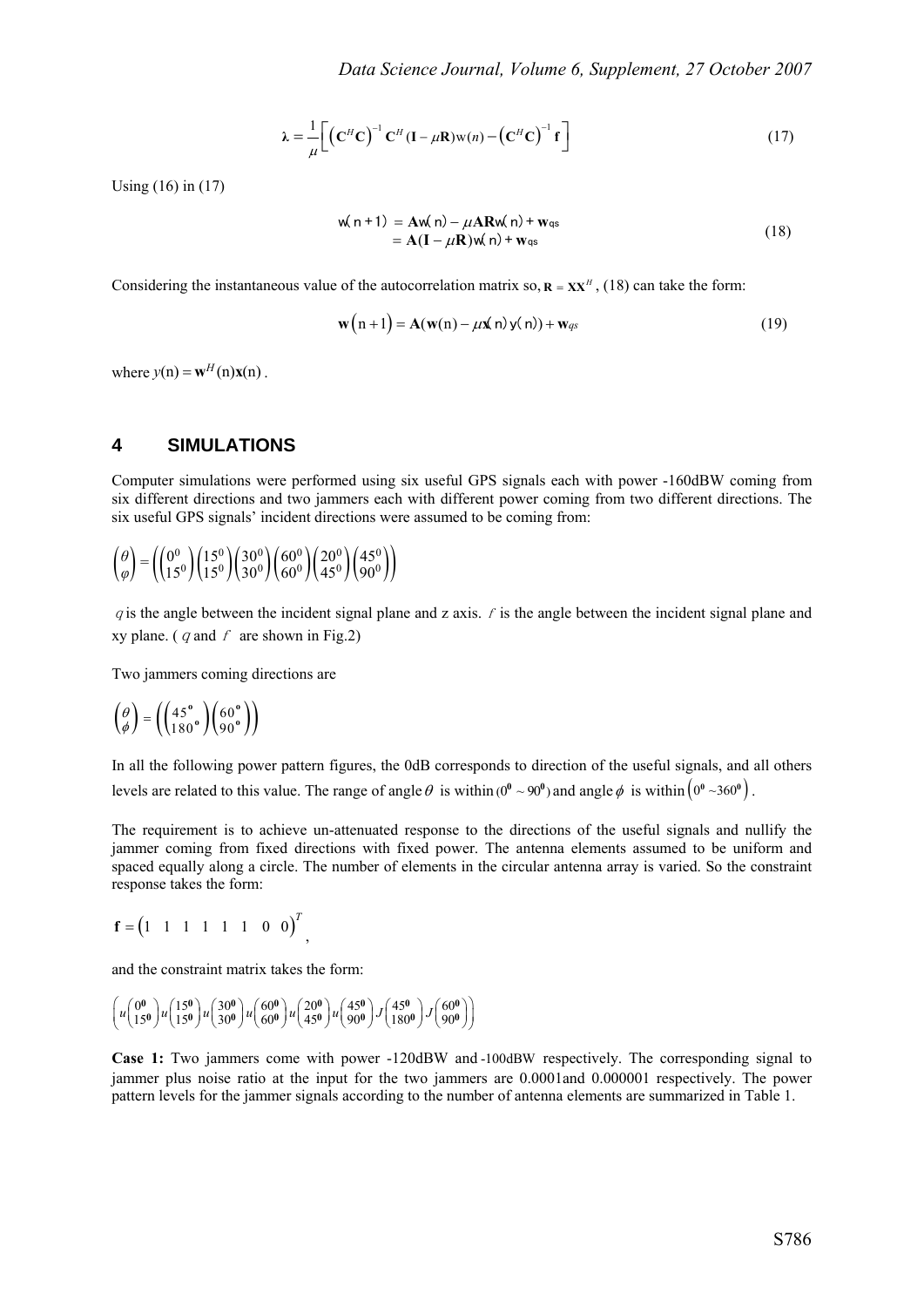$$\boldsymbol{\lambda} = \frac{1}{\mu}\left[\left(\mathbf{C}^H\mathbf{C}\right)^{-1}\mathbf{C}^H(\mathbf{I}-\mu\mathbf{R})\mathrm{w}(n) - \left(\mathbf{C}^H\mathbf{C}\right)^{-1}\mathbf{f}\right] \tag{17}$$

Using (16) in (17)

$$\begin{aligned} \mathrm{w}(n+1) &= \mathbf{A}\mathrm{w}(n) - \mu\mathbf{A}\mathbf{R}\mathrm{w}(n) + \mathbf{w}_{qs} \\ &= \mathbf{A}(\mathbf{I}-\mu\mathbf{R})\mathrm{w}(n) + \mathbf{w}_{qs} \end{aligned} \tag{18}$$

Considering the instantaneous value of the autocorrelation matrix so, $\mathbf{R} = \mathbf{X}\mathbf{X}^H$, (18) can take the form:

$$\mathbf{w}\left(\mathrm{n}+1\right) = \mathbf{A}(\mathbf{w}(\mathrm{n}) - \mu\mathbf{x}(\mathrm{n})\,\mathrm{y}(\mathrm{n})) + \mathbf{w}_{qs} \tag{19}$$

where $y(\mathrm{n}) = \mathbf{w}^H(\mathrm{n})\mathbf{x}(\mathrm{n})$.

## 4 SIMULATIONS

Computer simulations were performed using six useful GPS signals each with power -160dBW coming from six different directions and two jammers each with different power coming from two different directions. The six useful GPS signals' incident directions were assumed to be coming from:

$$\begin{pmatrix}\theta \\ \varphi\end{pmatrix} = \left(\begin{pmatrix}0^0 \\ 15^0\end{pmatrix}\begin{pmatrix}15^0 \\ 15^0\end{pmatrix}\begin{pmatrix}30^0 \\ 30^0\end{pmatrix}\begin{pmatrix}60^0 \\ 60^0\end{pmatrix}\begin{pmatrix}20^0 \\ 45^0\end{pmatrix}\begin{pmatrix}45^0 \\ 90^0\end{pmatrix}\right)$$

$q$ is the angle between the incident signal plane and z axis. $f$ is the angle between the incident signal plane and xy plane. ( $q$ and $f$ are shown in Fig.2)

Two jammers coming directions are

$$\begin{pmatrix}\theta \\ \phi\end{pmatrix} = \left(\begin{pmatrix}45^{\mathrm{o}} \\ 180^{\mathrm{o}}\end{pmatrix}\begin{pmatrix}60^{\mathrm{o}} \\ 90^{\mathrm{o}}\end{pmatrix}\right)$$

In all the following power pattern figures, the 0dB corresponds to direction of the useful signals, and all others levels are related to this value. The range of angle $\theta$ is within $(0^0 \sim 90^0)$ and angle $\phi$ is within $\left(0^0 \sim 360^0\right)$.

The requirement is to achieve un-attenuated response to the directions of the useful signals and nullify the jammer coming from fixed directions with fixed power. The antenna elements assumed to be uniform and spaced equally along a circle. The number of elements in the circular antenna array is varied. So the constraint response takes the form:

$$\mathbf{f} = \begin{pmatrix}1 & 1 & 1 & 1 & 1 & 1 & 0 & 0\end{pmatrix}^T,$$

and the constraint matrix takes the form:

$$\left(u\begin{pmatrix}0^0 \\ 15^0\end{pmatrix}u\begin{pmatrix}15^0 \\ 15^0\end{pmatrix}u\begin{pmatrix}30^0 \\ 30^0\end{pmatrix}u\begin{pmatrix}60^0 \\ 60^0\end{pmatrix}u\begin{pmatrix}20^0 \\ 45^0\end{pmatrix}u\begin{pmatrix}45^0 \\ 90^0\end{pmatrix}J\begin{pmatrix}45^0 \\ 180^0\end{pmatrix}J\begin{pmatrix}60^0 \\ 90^0\end{pmatrix}\right)$$

**Case 1:** Two jammers come with power -120dBW and -100dBW respectively. The corresponding signal to jammer plus noise ratio at the input for the two jammers are 0.0001and 0.000001 respectively. The power pattern levels for the jammer signals according to the number of antenna elements are summarized in Table 1.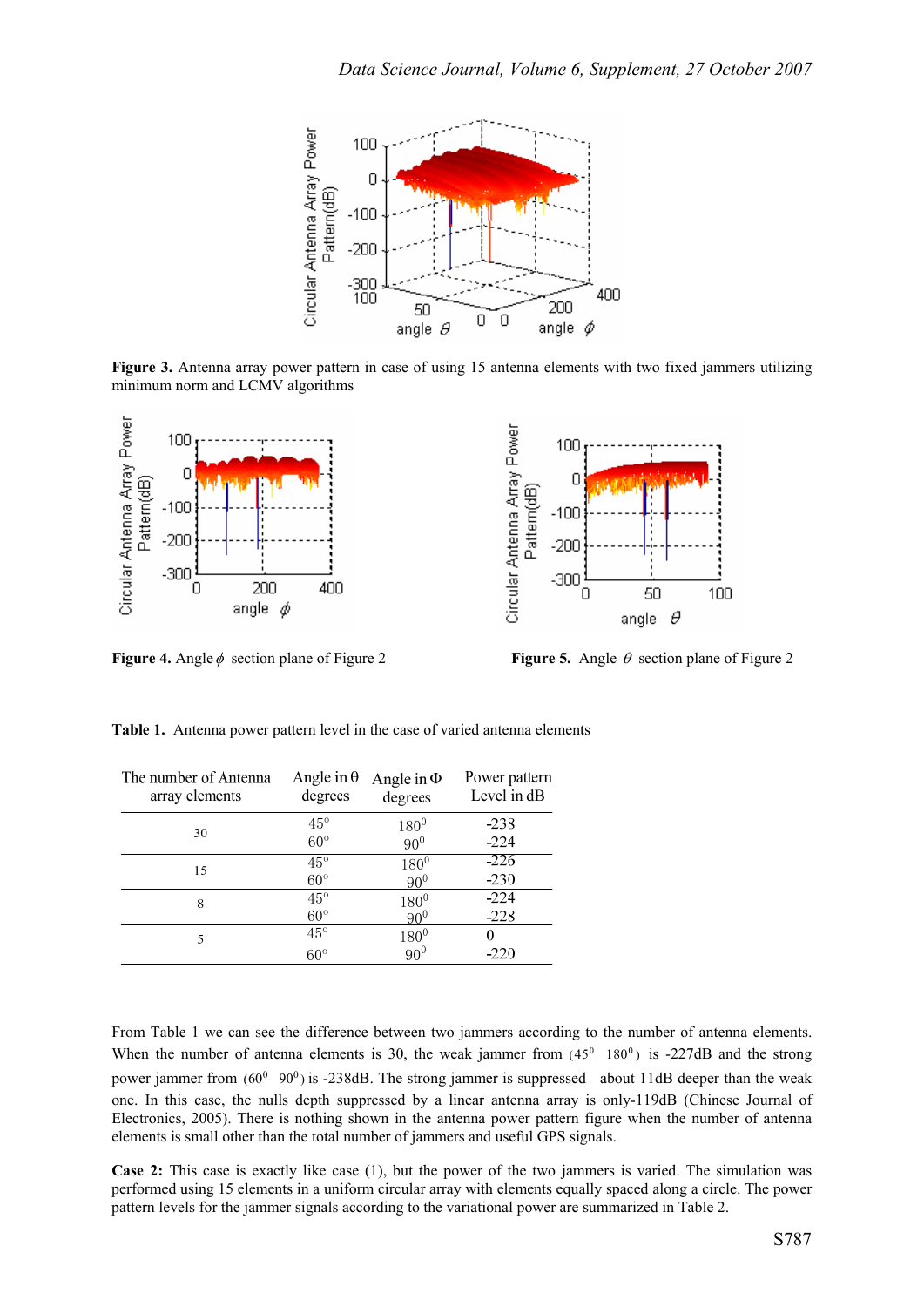**Figure 3.** Antenna array power pattern in case of using 15 antenna elements with two fixed jammers utilizing minimum norm and LCMV algorithms

**Figure 4.** Angle $\phi$ section plane of Figure 2

**Figure 5.** Angle $\theta$ section plane of Figure 2

**Table 1.** Antenna power pattern level in the case of varied antenna elements

| The number of Antenna array elements | Angle in θ degrees | Angle in Φ degrees | Power pattern Level in dB |
|---|---|---|---|
| 30 | 45° | 180⁰ | -238 |
| | 60° | 90⁰ | -224 |
| 15 | 45° | 180⁰ | -226 |
| | 60° | 90⁰ | -230 |
| 8 | 45° | 180⁰ | -224 |
| | 60° | 90⁰ | -228 |
| 5 | 45° | 180⁰ | 0 |
| | 60° | 90⁰ | -220 |

From Table 1 we can see the difference between two jammers according to the number of antenna elements. When the number of antenna elements is 30, the weak jammer from ($45^0$ $180^0$) is -227dB and the strong power jammer from ($60^0$ $90^0$) is -238dB. The strong jammer is suppressed about 11dB deeper than the weak one. In this case, the nulls depth suppressed by a linear antenna array is only-119dB (Chinese Journal of Electronics, 2005). There is nothing shown in the antenna power pattern figure when the number of antenna elements is small other than the total number of jammers and useful GPS signals.

**Case 2:** This case is exactly like case (1), but the power of the two jammers is varied. The simulation was performed using 15 elements in a uniform circular array with elements equally spaced along a circle. The power pattern levels for the jammer signals according to the variational power are summarized in Table 2.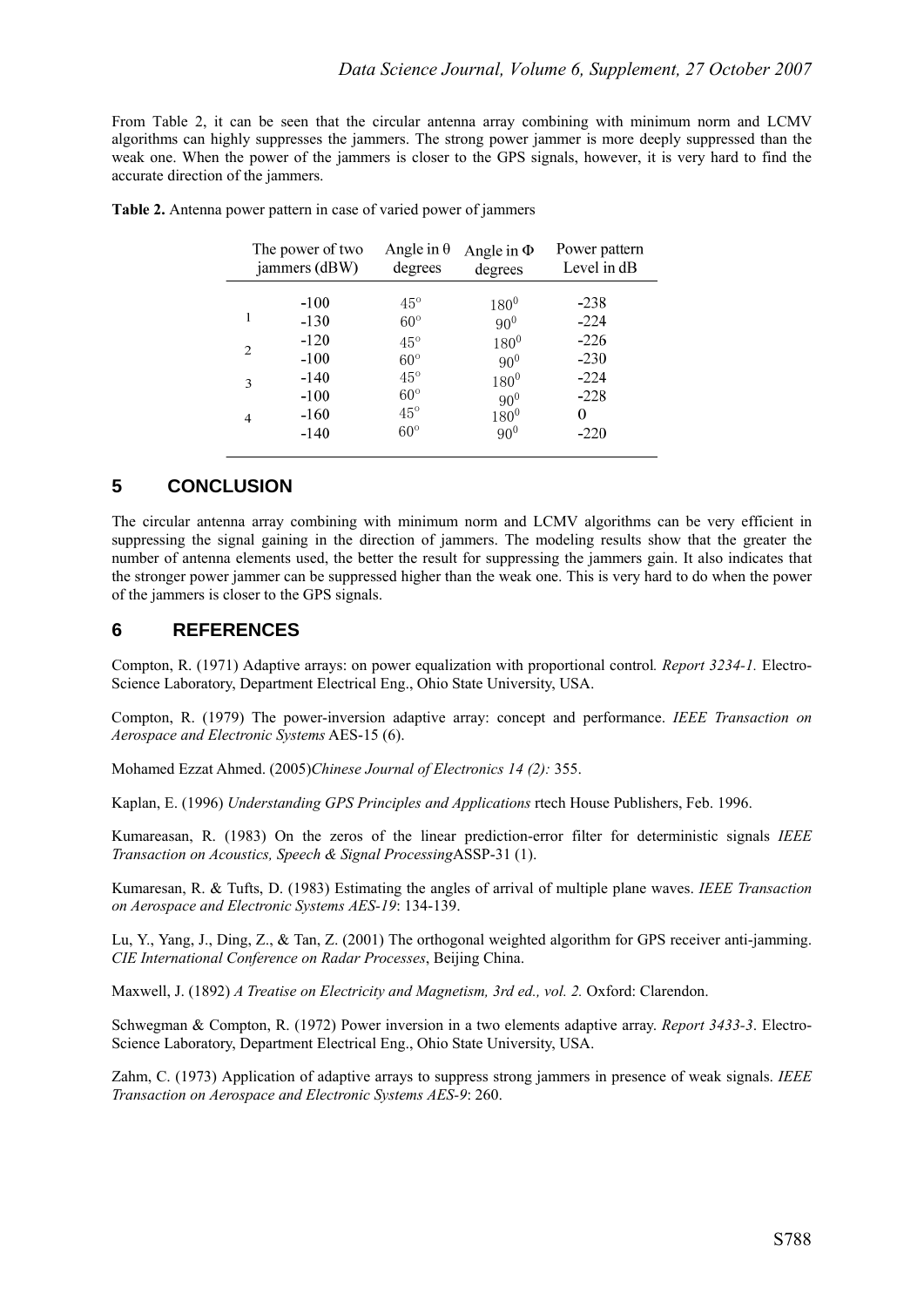From Table 2, it can be seen that the circular antenna array combining with minimum norm and LCMV algorithms can highly suppresses the jammers. The strong power jammer is more deeply suppressed than the weak one. When the power of the jammers is closer to the GPS signals, however, it is very hard to find the accurate direction of the jammers.

**Table 2.** Antenna power pattern in case of varied power of jammers

| | The power of two jammers (dBW) | Angle in θ degrees | Angle in Φ degrees | Power pattern Level in dB |
|---|---|---|---|---|
| 1 | -100 | $45^o$ | $180^0$ | -238 |
| | -130 | $60^o$ | $90^0$ | -224 |
| 2 | -120 | $45^o$ | $180^0$ | -226 |
| | -100 | $60^o$ | $90^0$ | -230 |
| 3 | -140 | $45^o$ | $180^0$ | -224 |
| | -100 | $60^o$ | $90^0$ | -228 |
| 4 | -160 | $45^o$ | $180^0$ | 0 |
| | -140 | $60^o$ | $90^0$ | -220 |

## 5 CONCLUSION

The circular antenna array combining with minimum norm and LCMV algorithms can be very efficient in suppressing the signal gaining in the direction of jammers. The modeling results show that the greater the number of antenna elements used, the better the result for suppressing the jammers gain. It also indicates that the stronger power jammer can be suppressed higher than the weak one. This is very hard to do when the power of the jammers is closer to the GPS signals.

## 6 REFERENCES

Compton, R. (1971) Adaptive arrays: on power equalization with proportional control*. Report 3234-1.* Electro-Science Laboratory, Department Electrical Eng., Ohio State University, USA.

Compton, R. (1979) The power-inversion adaptive array: concept and performance. *IEEE Transaction on Aerospace and Electronic Systems* AES-15 (6).

Mohamed Ezzat Ahmed. (2005)*Chinese Journal of Electronics 14 (2):* 355.

Kaplan, E. (1996) *Understanding GPS Principles and Applications* rtech House Publishers, Feb. 1996.

Kumareasan, R. (1983) On the zeros of the linear prediction-error filter for deterministic signals *IEEE Transaction on Acoustics, Speech & Signal Processing*ASSP-31 (1).

Kumaresan, R. & Tufts, D. (1983) Estimating the angles of arrival of multiple plane waves. *IEEE Transaction on Aerospace and Electronic Systems AES-19*: 134-139.

Lu, Y., Yang, J., Ding, Z., & Tan, Z. (2001) The orthogonal weighted algorithm for GPS receiver anti-jamming. *CIE International Conference on Radar Processes*, Beijing China.

Maxwell, J. (1892) *A Treatise on Electricity and Magnetism, 3rd ed., vol. 2.* Oxford: Clarendon.

Schwegman & Compton, R. (1972) Power inversion in a two elements adaptive array. *Report 3433-3*. Electro-Science Laboratory, Department Electrical Eng., Ohio State University, USA.

Zahm, C. (1973) Application of adaptive arrays to suppress strong jammers in presence of weak signals. *IEEE Transaction on Aerospace and Electronic Systems AES-9*: 260.